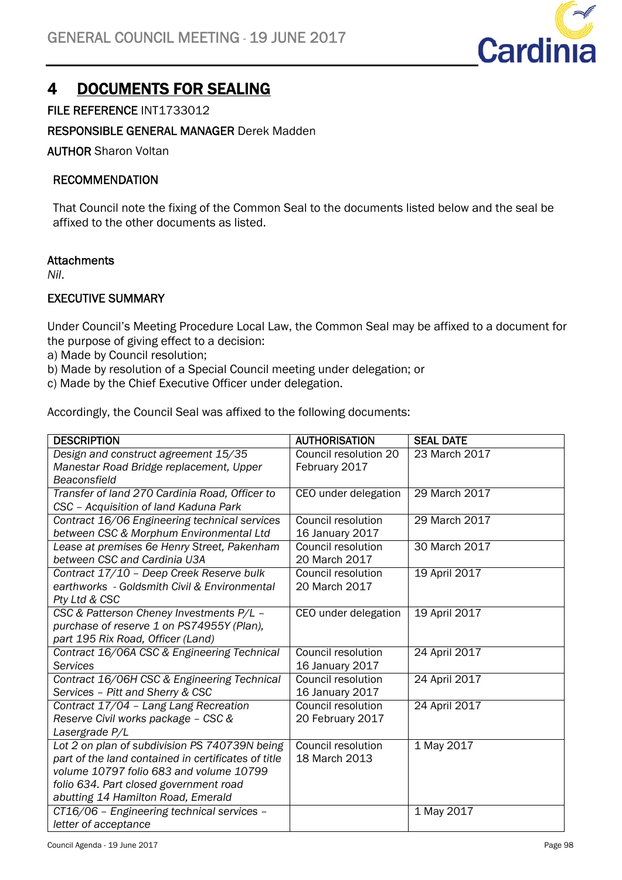# 4 DOCUMENTS FOR SEALING

**FILE REFERENCE** INT1733012

**RESPONSIBLE GENERAL MANAGER** Derek Madden

**AUTHOR** Sharon Voltan

**RECOMMENDATION**

That Council note the fixing of the Common Seal to the documents listed below and the seal be affixed to the other documents as listed.

**Attachments**

*Nil*.

**EXECUTIVE SUMMARY**

Under Council's Meeting Procedure Local Law, the Common Seal may be affixed to a document for the purpose of giving effect to a decision:
a) Made by Council resolution;
b) Made by resolution of a Special Council meeting under delegation; or
c) Made by the Chief Executive Officer under delegation.

Accordingly, the Council Seal was affixed to the following documents:

| DESCRIPTION | AUTHORISATION | SEAL DATE |
|---|---|---|
| *Design and construct agreement 15/35 Manestar Road Bridge replacement, Upper Beaconsfield* | Council resolution 20 February 2017 | 23 March 2017 |
| *Transfer of land 270 Cardinia Road, Officer to CSC – Acquisition of land Kaduna Park* | CEO under delegation | 29 March 2017 |
| *Contract 16/06 Engineering technical services between CSC & Morphum Environmental Ltd* | Council resolution 16 January 2017 | 29 March 2017 |
| *Lease at premises 6e Henry Street, Pakenham between CSC and Cardinia U3A* | Council resolution 20 March 2017 | 30 March 2017 |
| *Contract 17/10 – Deep Creek Reserve bulk earthworks - Goldsmith Civil & Environmental Pty Ltd & CSC* | Council resolution 20 March 2017 | 19 April 2017 |
| *CSC & Patterson Cheney Investments P/L – purchase of reserve 1 on PS74955Y (Plan), part 195 Rix Road, Officer (Land)* | CEO under delegation | 19 April 2017 |
| *Contract 16/06A CSC & Engineering Technical Services* | Council resolution 16 January 2017 | 24 April 2017 |
| *Contract 16/06H CSC & Engineering Technical Services – Pitt and Sherry & CSC* | Council resolution 16 January 2017 | 24 April 2017 |
| *Contract 17/04 – Lang Lang Recreation Reserve Civil works package – CSC & Lasergrade P/L* | Council resolution 20 February 2017 | 24 April 2017 |
| *Lot 2 on plan of subdivision PS 740739N being part of the land contained in certificates of title volume 10797 folio 683 and volume 10799 folio 634. Part closed government road abutting 14 Hamilton Road, Emerald* | Council resolution 18 March 2013 | 1 May 2017 |
| *CT16/06 – Engineering technical services – letter of acceptance* | | 1 May 2017 |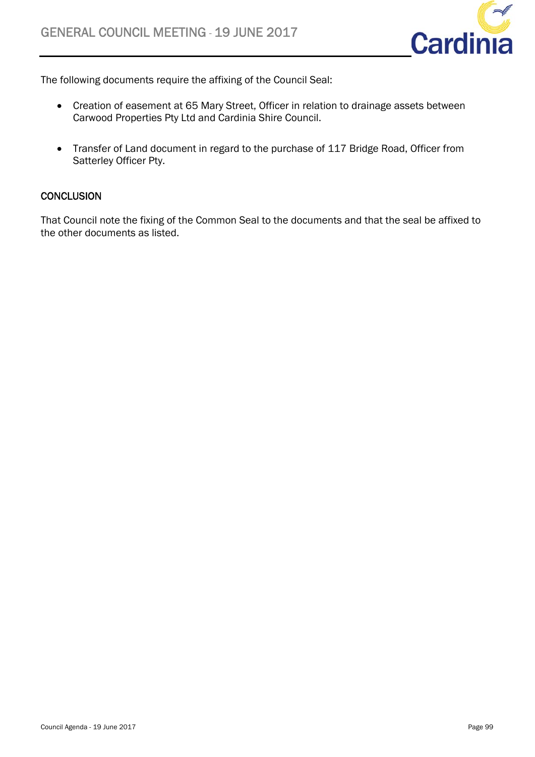The following documents require the affixing of the Council Seal:

- Creation of easement at 65 Mary Street, Officer in relation to drainage assets between Carwood Properties Pty Ltd and Cardinia Shire Council.

- Transfer of Land document in regard to the purchase of 117 Bridge Road, Officer from Satterley Officer Pty.

## CONCLUSION

That Council note the fixing of the Common Seal to the documents and that the seal be affixed to the other documents as listed.